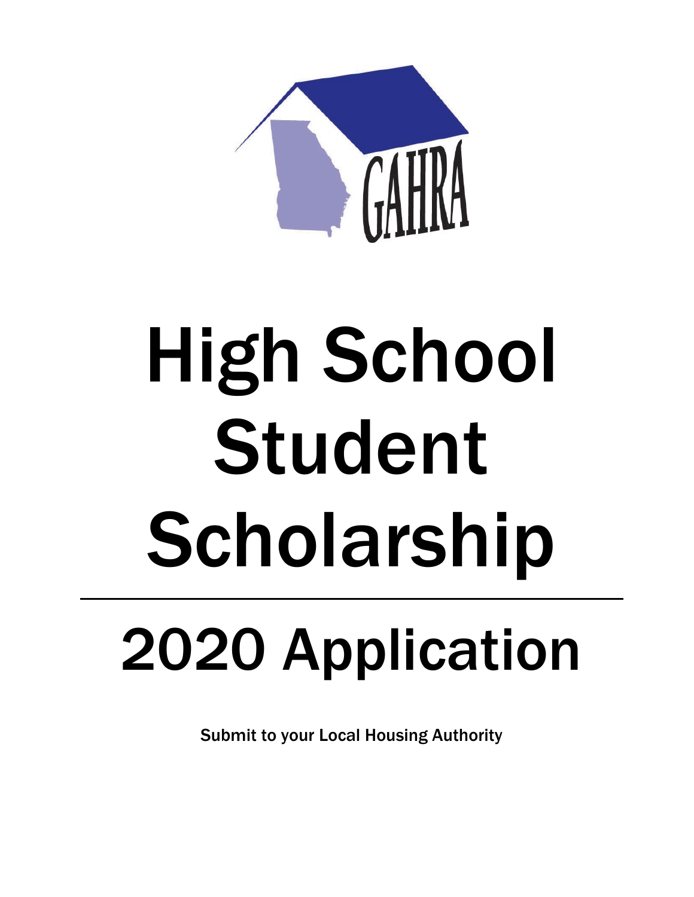GAHRA

# High School Student Scholarship

# 2020 Application

**Submit to your Local Housing Authority**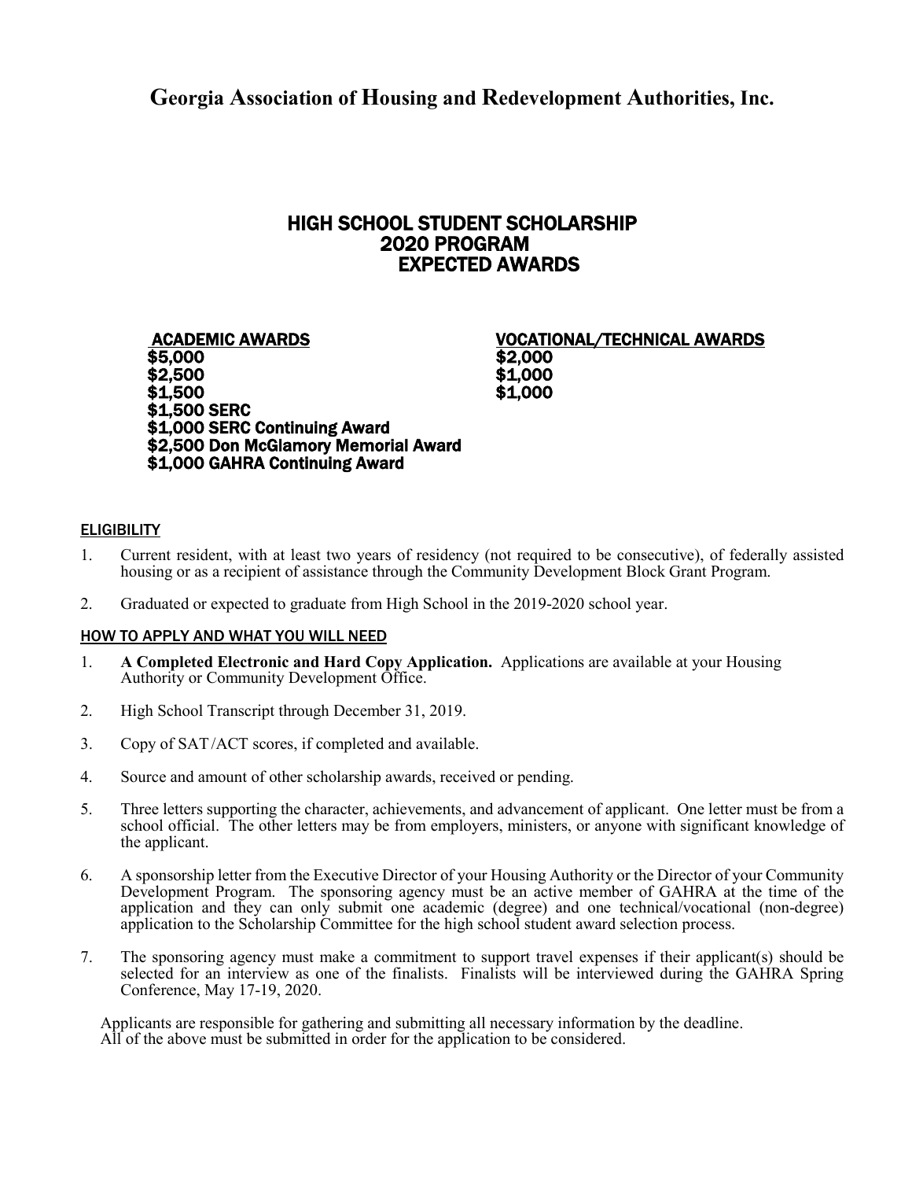# Georgia Association of Housing and Redevelopment Authorities, Inc.

## HIGH SCHOOL STUDENT SCHOLARSHIP
## 2020 PROGRAM
## EXPECTED AWARDS

| ACADEMIC AWARDS | VOCATIONAL/TECHNICAL AWARDS |
|---|---|
| $5,000 | $2,000 |
| $2,500 | $1,000 |
| $1,500 | $1,000 |
| $1,500 SERC | |
| $1,000 SERC Continuing Award | |
| $2,500 Don McGlamory Memorial Award | |
| $1,000 GAHRA Continuing Award | |

### ELIGIBILITY

1. Current resident, with at least two years of residency (not required to be consecutive), of federally assisted housing or as a recipient of assistance through the Community Development Block Grant Program.
2. Graduated or expected to graduate from High School in the 2019-2020 school year.

### HOW TO APPLY AND WHAT YOU WILL NEED

1. **A Completed Electronic and Hard Copy Application.** Applications are available at your Housing Authority or Community Development Office.
2. High School Transcript through December 31, 2019.
3. Copy of SAT/ACT scores, if completed and available.
4. Source and amount of other scholarship awards, received or pending.
5. Three letters supporting the character, achievements, and advancement of applicant. One letter must be from a school official. The other letters may be from employers, ministers, or anyone with significant knowledge of the applicant.
6. A sponsorship letter from the Executive Director of your Housing Authority or the Director of your Community Development Program. The sponsoring agency must be an active member of GAHRA at the time of the application and they can only submit one academic (degree) and one technical/vocational (non-degree) application to the Scholarship Committee for the high school student award selection process.
7. The sponsoring agency must make a commitment to support travel expenses if their applicant(s) should be selected for an interview as one of the finalists. Finalists will be interviewed during the GAHRA Spring Conference, May 17-19, 2020.

Applicants are responsible for gathering and submitting all necessary information by the deadline.
All of the above must be submitted in order for the application to be considered.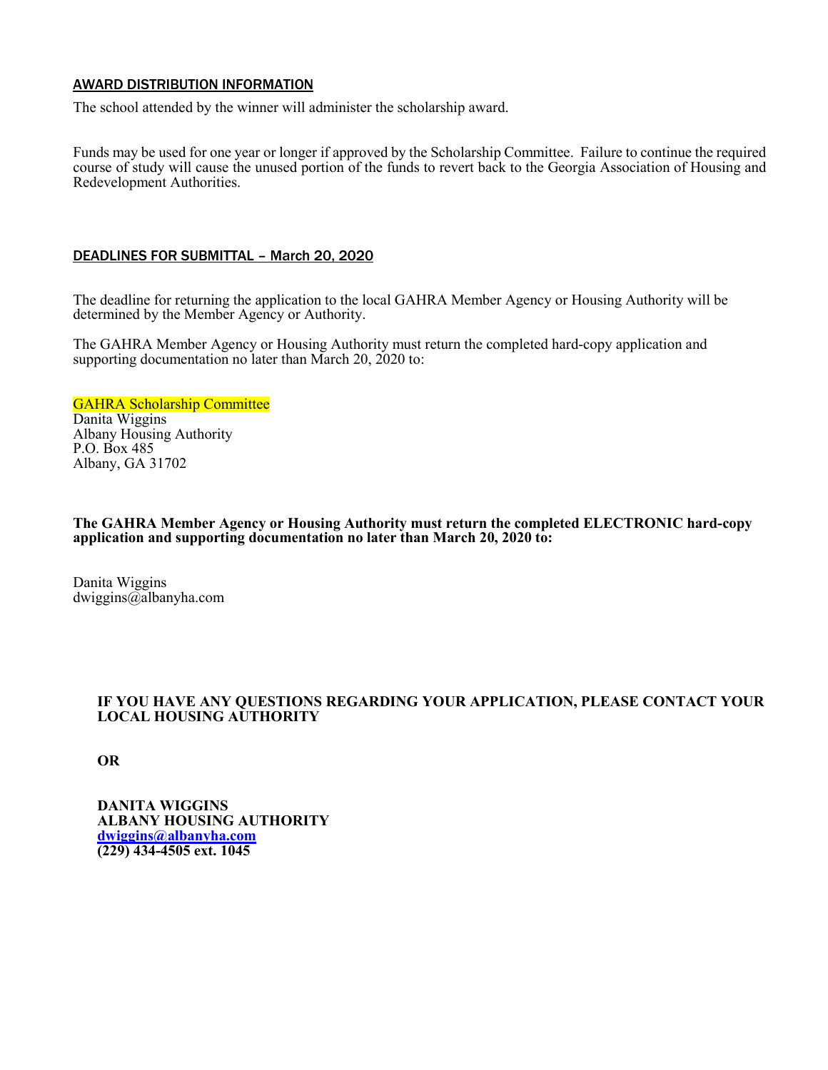## AWARD DISTRIBUTION INFORMATION

The school attended by the winner will administer the scholarship award.

Funds may be used for one year or longer if approved by the Scholarship Committee. Failure to continue the required course of study will cause the unused portion of the funds to revert back to the Georgia Association of Housing and Redevelopment Authorities.

## DEADLINES FOR SUBMITTAL – March 20, 2020

The deadline for returning the application to the local GAHRA Member Agency or Housing Authority will be determined by the Member Agency or Authority.

The GAHRA Member Agency or Housing Authority must return the completed hard-copy application and supporting documentation no later than March 20, 2020 to:

GAHRA Scholarship Committee
Danita Wiggins
Albany Housing Authority
P.O. Box 485
Albany, GA 31702

**The GAHRA Member Agency or Housing Authority must return the completed ELECTRONIC hard-copy application and supporting documentation no later than March 20, 2020 to:**

Danita Wiggins
dwiggins@albanyha.com

**IF YOU HAVE ANY QUESTIONS REGARDING YOUR APPLICATION, PLEASE CONTACT YOUR LOCAL HOUSING AUTHORITY**

**OR**

**DANITA WIGGINS**
**ALBANY HOUSING AUTHORITY**
**dwiggins@albanyha.com**
**(229) 434-4505 ext. 1045**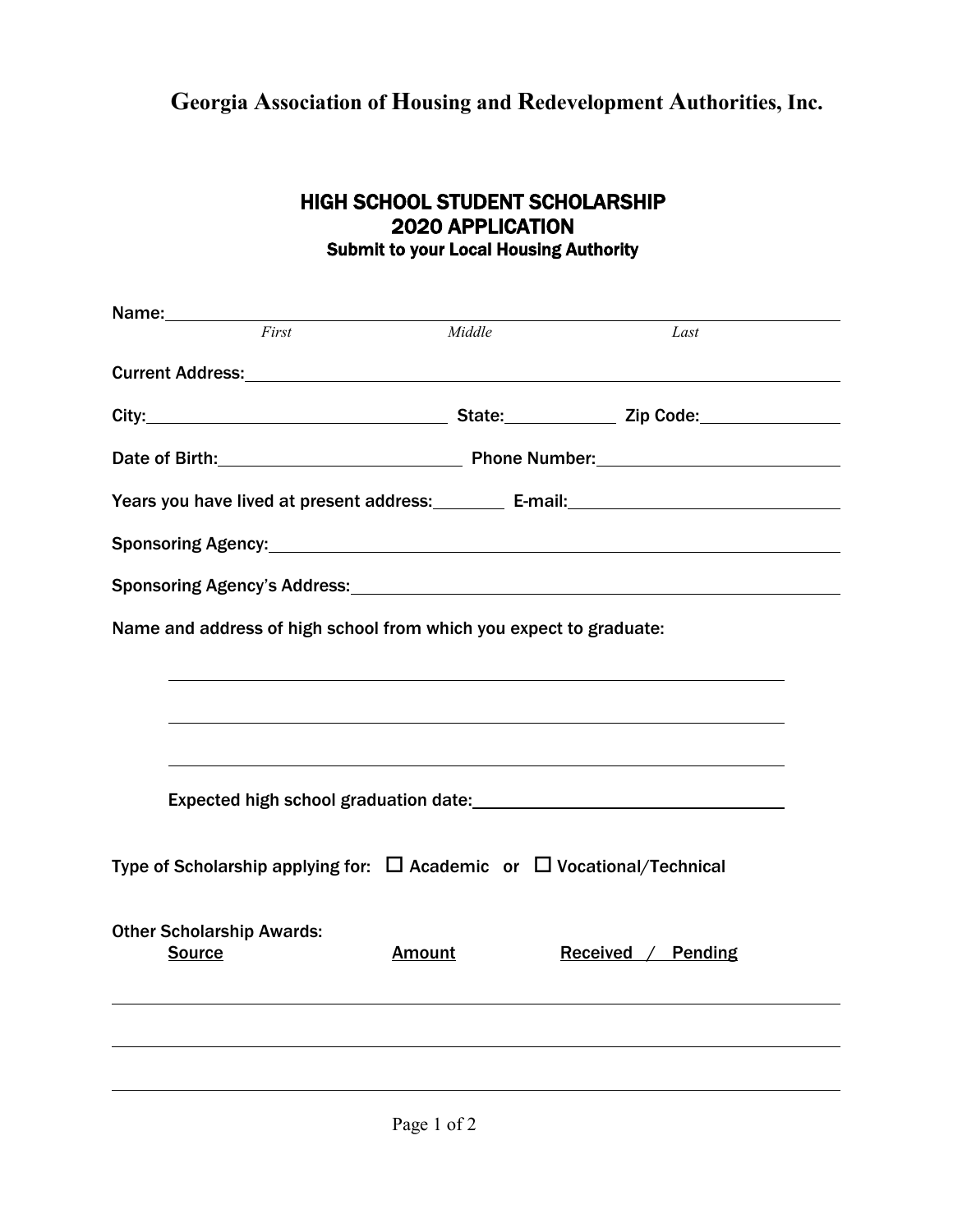# Georgia Association of Housing and Redevelopment Authorities, Inc.

## HIGH SCHOOL STUDENT SCHOLARSHIP
## 2020 APPLICATION
### Submit to your Local Housing Authority

Name:\_\_\_\_\_\_\_\_\_\_\_\_\_\_\_\_\_\_\_\_\_\_\_\_\_\_\_\_\_\_\_\_\_\_\_\_\_\_\_\_\_\_\_\_\_\_\_\_\_\_\_\_\_\_\_\_\_\_\_\_

*First* *Middle* *Last*

Current Address:\_\_\_\_\_\_\_\_\_\_\_\_\_\_\_\_\_\_\_\_\_\_\_\_\_\_\_\_\_\_\_\_\_\_\_\_\_\_\_\_\_\_\_\_\_\_\_\_\_\_\_\_

City:\_\_\_\_\_\_\_\_\_\_\_\_\_\_\_\_\_\_\_\_\_\_\_\_ State:\_\_\_\_\_\_\_\_\_ Zip Code:\_\_\_\_\_\_\_\_\_\_\_

Date of Birth:\_\_\_\_\_\_\_\_\_\_\_\_\_\_\_\_\_\_\_\_ Phone Number:\_\_\_\_\_\_\_\_\_\_\_\_\_\_\_\_\_\_\_\_

Years you have lived at present address:\_\_\_\_\_\_ E-mail:\_\_\_\_\_\_\_\_\_\_\_\_\_\_\_\_\_\_\_\_\_\_

Sponsoring Agency:\_\_\_\_\_\_\_\_\_\_\_\_\_\_\_\_\_\_\_\_\_\_\_\_\_\_\_\_\_\_\_\_\_\_\_\_\_\_\_\_\_\_\_\_\_\_\_\_\_\_

Sponsoring Agency's Address:\_\_\_\_\_\_\_\_\_\_\_\_\_\_\_\_\_\_\_\_\_\_\_\_\_\_\_\_\_\_\_\_\_\_\_\_\_\_\_\_\_\_

Name and address of high school from which you expect to graduate:

\_\_\_\_\_\_\_\_\_\_\_\_\_\_\_\_\_\_\_\_\_\_\_\_\_\_\_\_\_\_\_\_\_\_\_\_\_\_\_\_\_\_\_\_\_\_\_\_\_\_\_\_\_\_\_\_

\_\_\_\_\_\_\_\_\_\_\_\_\_\_\_\_\_\_\_\_\_\_\_\_\_\_\_\_\_\_\_\_\_\_\_\_\_\_\_\_\_\_\_\_\_\_\_\_\_\_\_\_\_\_\_\_

\_\_\_\_\_\_\_\_\_\_\_\_\_\_\_\_\_\_\_\_\_\_\_\_\_\_\_\_\_\_\_\_\_\_\_\_\_\_\_\_\_\_\_\_\_\_\_\_\_\_\_\_\_\_\_\_

Expected high school graduation date:\_\_\_\_\_\_\_\_\_\_\_\_\_\_\_\_\_\_\_\_\_\_\_\_\_\_

Type of Scholarship applying for: ☐ Academic or ☐ Vocational/Technical

Other Scholarship Awards:

| Source | Amount | Received / Pending |
|---|---|---|
| | | |
| | | |
| | | |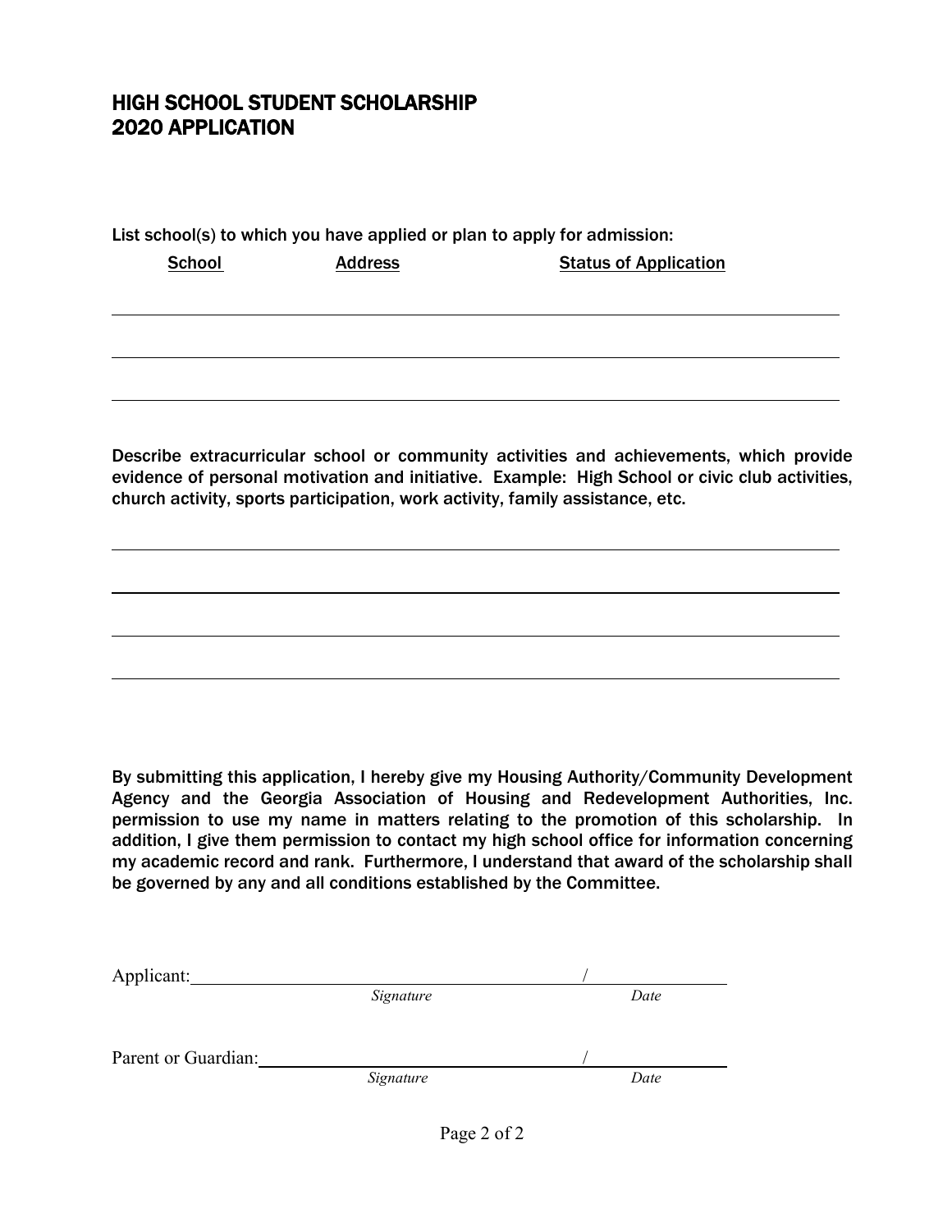## HIGH SCHOOL STUDENT SCHOLARSHIP
## 2020 APPLICATION

List school(s) to which you have applied or plan to apply for admission:

| School | Address | Status of Application |
| --- | --- | --- |
| | | |
| | | |
| | | |

Describe extracurricular school or community activities and achievements, which provide evidence of personal motivation and initiative. Example: High School or civic club activities, church activity, sports participation, work activity, family assistance, etc.

\_\_\_\_\_\_\_\_\_\_\_\_\_\_\_\_\_\_\_\_\_\_\_\_\_\_\_\_\_\_\_\_\_\_\_\_\_\_\_\_\_\_\_\_\_\_\_\_\_\_\_\_\_\_\_\_\_\_\_\_\_\_\_\_\_\_\_\_\_\_

\_\_\_\_\_\_\_\_\_\_\_\_\_\_\_\_\_\_\_\_\_\_\_\_\_\_\_\_\_\_\_\_\_\_\_\_\_\_\_\_\_\_\_\_\_\_\_\_\_\_\_\_\_\_\_\_\_\_\_\_\_\_\_\_\_\_\_\_\_\_

\_\_\_\_\_\_\_\_\_\_\_\_\_\_\_\_\_\_\_\_\_\_\_\_\_\_\_\_\_\_\_\_\_\_\_\_\_\_\_\_\_\_\_\_\_\_\_\_\_\_\_\_\_\_\_\_\_\_\_\_\_\_\_\_\_\_\_\_\_\_

\_\_\_\_\_\_\_\_\_\_\_\_\_\_\_\_\_\_\_\_\_\_\_\_\_\_\_\_\_\_\_\_\_\_\_\_\_\_\_\_\_\_\_\_\_\_\_\_\_\_\_\_\_\_\_\_\_\_\_\_\_\_\_\_\_\_\_\_\_\_

By submitting this application, I hereby give my Housing Authority/Community Development Agency and the Georgia Association of Housing and Redevelopment Authorities, Inc. permission to use my name in matters relating to the promotion of this scholarship. In addition, I give them permission to contact my high school office for information concerning my academic record and rank. Furthermore, I understand that award of the scholarship shall be governed by any and all conditions established by the Committee.

Applicant: \_\_\_\_\_\_\_\_\_\_\_\_\_\_\_\_\_\_\_\_\_\_\_\_\_\_\_\_\_\_ / \_\_\_\_\_\_\_\_\_\_\_\_
*Signature* *Date*

Parent or Guardian: \_\_\_\_\_\_\_\_\_\_\_\_\_\_\_\_\_\_\_\_\_\_\_\_\_\_\_\_\_\_ / \_\_\_\_\_\_\_\_\_\_\_\_
*Signature* *Date*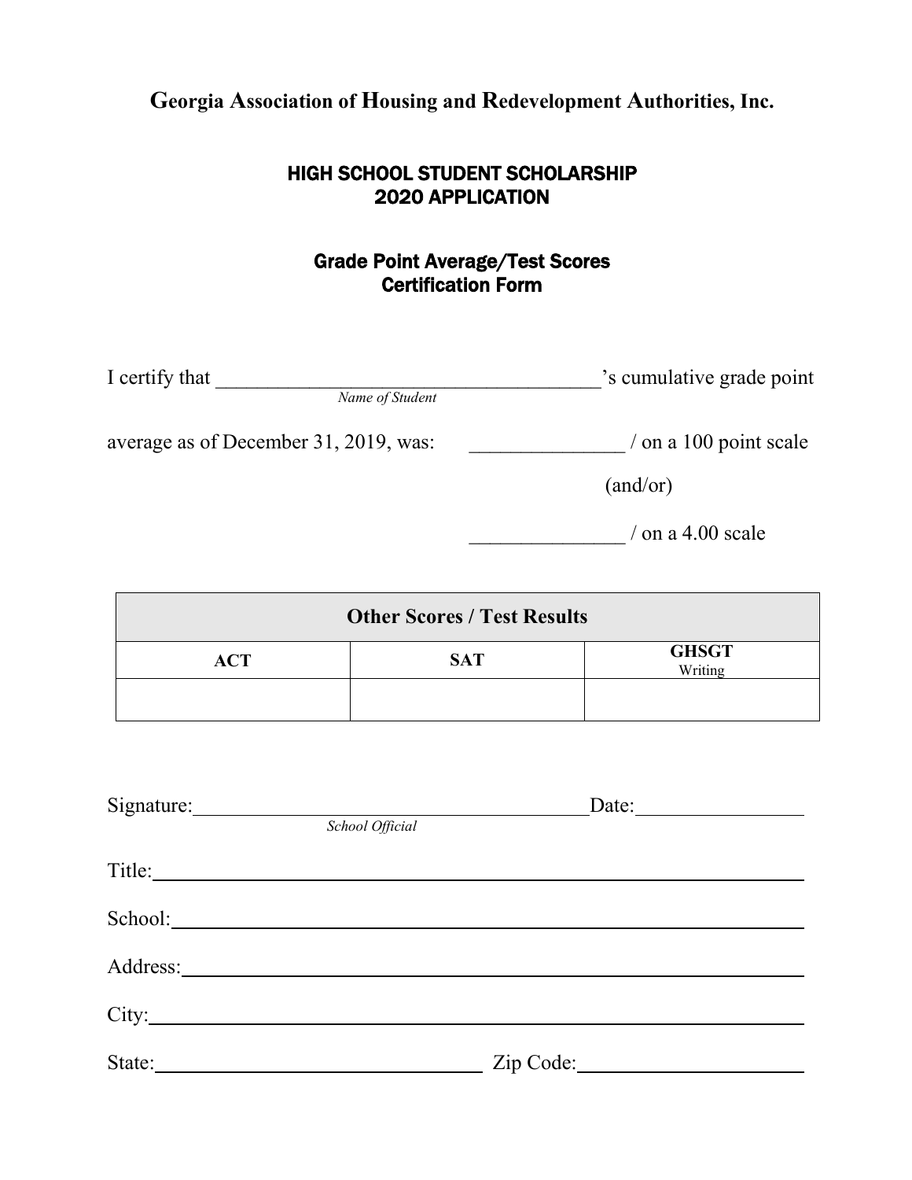**Georgia Association of Housing and Redevelopment Authorities, Inc.**

## HIGH SCHOOL STUDENT SCHOLARSHIP
## 2020 APPLICATION

### Grade Point Average/Test Scores
### Certification Form

I certify that _____________________________________'s cumulative grade point
*Name of Student*

average as of December 31, 2019, was: _______________ / on a 100 point scale

(and/or)

_______________ / on a 4.00 scale

| Other Scores / Test Results | | |
|---|---|---|
| **ACT** | **SAT** | **GHSGT** Writing |
| | | |

Signature:_______________________________________Date:________________
*School Official*

Title:_______________________________________________________________

School:_____________________________________________________________

Address:____________________________________________________________

City:________________________________________________________________

State:_________________________________ Zip Code:______________________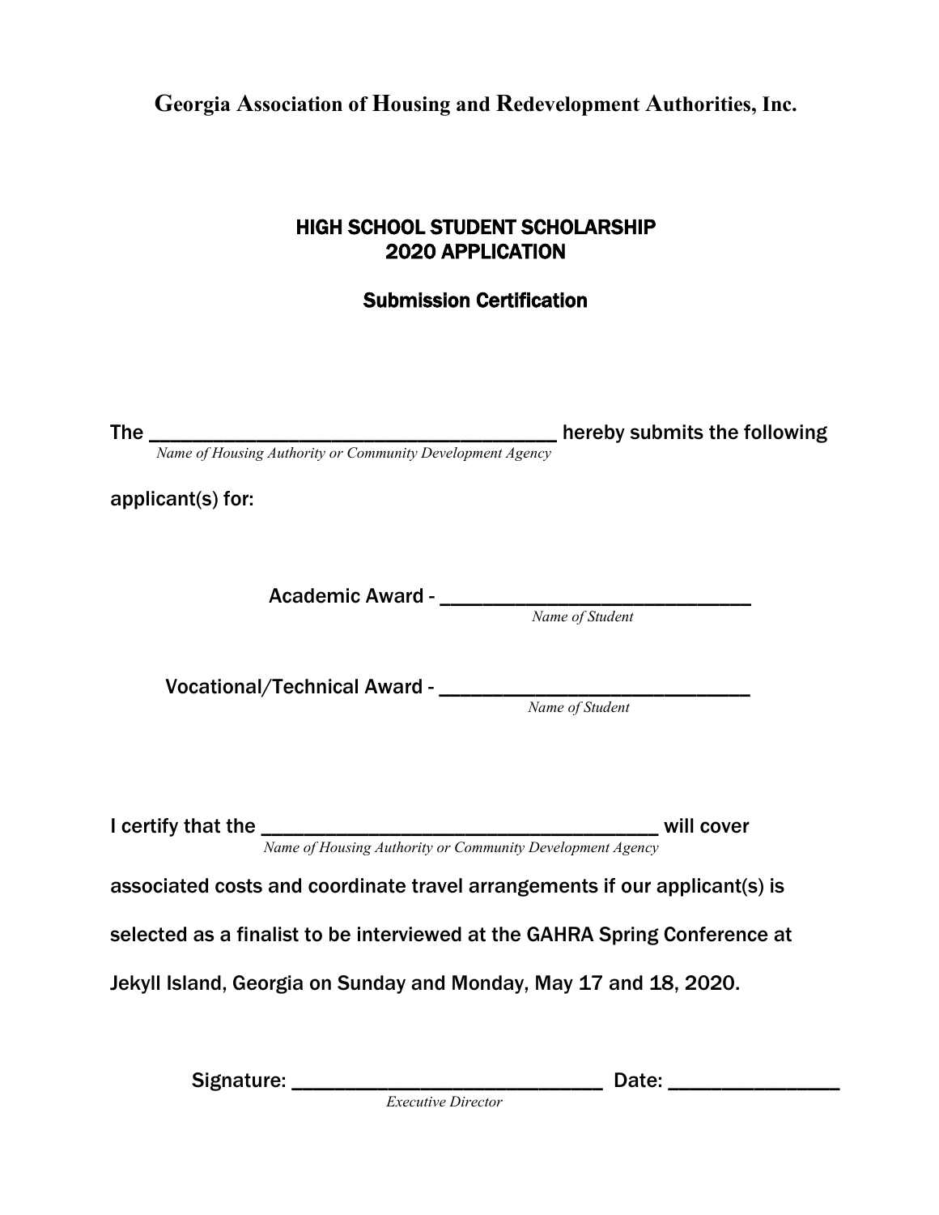**Georgia Association of Housing and Redevelopment Authorities, Inc.**

## HIGH SCHOOL STUDENT SCHOLARSHIP
## 2020 APPLICATION

### Submission Certification

The ________________________________________ hereby submits the following
*Name of Housing Authority or Community Development Agency*

applicant(s) for:

Academic Award - ______________________________
*Name of Student*

Vocational/Technical Award - ______________________________
*Name of Student*

I certify that the ______________________________________ will cover
*Name of Housing Authority or Community Development Agency*

associated costs and coordinate travel arrangements if our applicant(s) is selected as a finalist to be interviewed at the GAHRA Spring Conference at Jekyll Island, Georgia on Sunday and Monday, May 17 and 18, 2020.

Signature: ______________________________ Date: ________________
*Executive Director*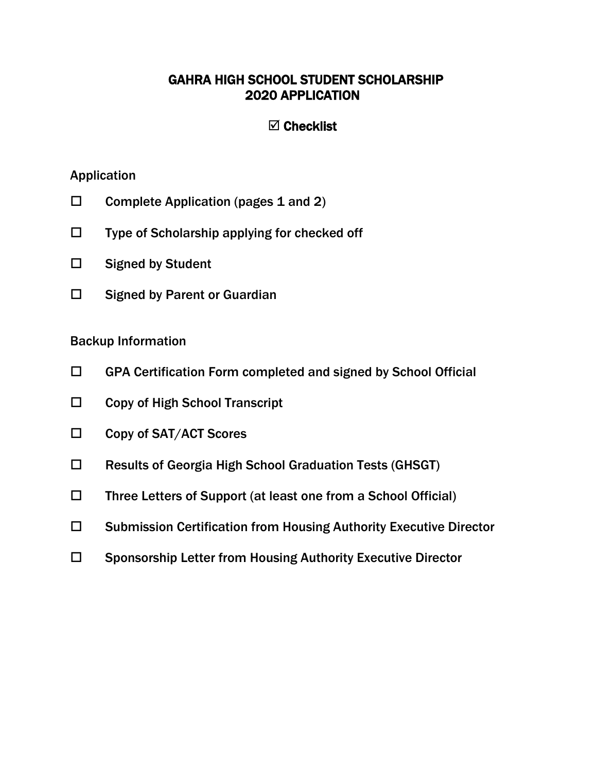# GAHRA HIGH SCHOOL STUDENT SCHOLARSHIP
# 2020 APPLICATION

## ☑ Checklist

Application

- ☐ Complete Application (pages 1 and 2)
- ☐ Type of Scholarship applying for checked off
- ☐ Signed by Student
- ☐ Signed by Parent or Guardian

Backup Information

- ☐ GPA Certification Form completed and signed by School Official
- ☐ Copy of High School Transcript
- ☐ Copy of SAT/ACT Scores
- ☐ Results of Georgia High School Graduation Tests (GHSGT)
- ☐ Three Letters of Support (at least one from a School Official)
- ☐ Submission Certification from Housing Authority Executive Director
- ☐ Sponsorship Letter from Housing Authority Executive Director